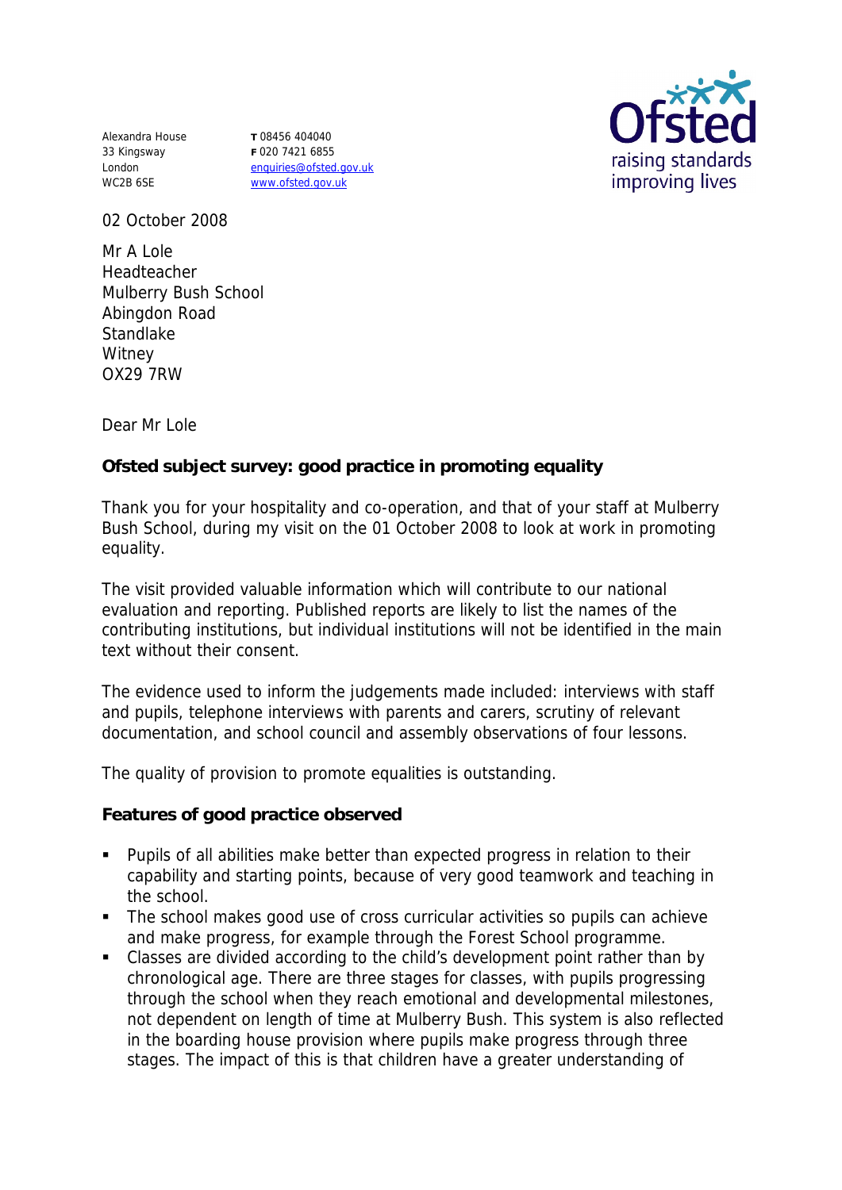Alexandra House
33 Kingsway
London
WC2B 6SE

T 08456 404040
F 020 7421 6855
enquiries@ofsted.gov.uk
www.ofsted.gov.uk

Ofsted
raising standards
improving lives

02 October 2008

Mr A Lole
Headteacher
Mulberry Bush School
Abingdon Road
Standlake
Witney
OX29 7RW

Dear Mr Lole

**Ofsted subject survey: good practice in promoting equality**

Thank you for your hospitality and co-operation, and that of your staff at Mulberry Bush School, during my visit on the 01 October 2008 to look at work in promoting equality.

The visit provided valuable information which will contribute to our national evaluation and reporting. Published reports are likely to list the names of the contributing institutions, but individual institutions will not be identified in the main text without their consent.

The evidence used to inform the judgements made included: interviews with staff and pupils, telephone interviews with parents and carers, scrutiny of relevant documentation, and school council and assembly observations of four lessons.

The quality of provision to promote equalities is outstanding.

**Features of good practice observed**

- Pupils of all abilities make better than expected progress in relation to their capability and starting points, because of very good teamwork and teaching in the school.
- The school makes good use of cross curricular activities so pupils can achieve and make progress, for example through the Forest School programme.
- Classes are divided according to the child's development point rather than by chronological age. There are three stages for classes, with pupils progressing through the school when they reach emotional and developmental milestones, not dependent on length of time at Mulberry Bush. This system is also reflected in the boarding house provision where pupils make progress through three stages. The impact of this is that children have a greater understanding of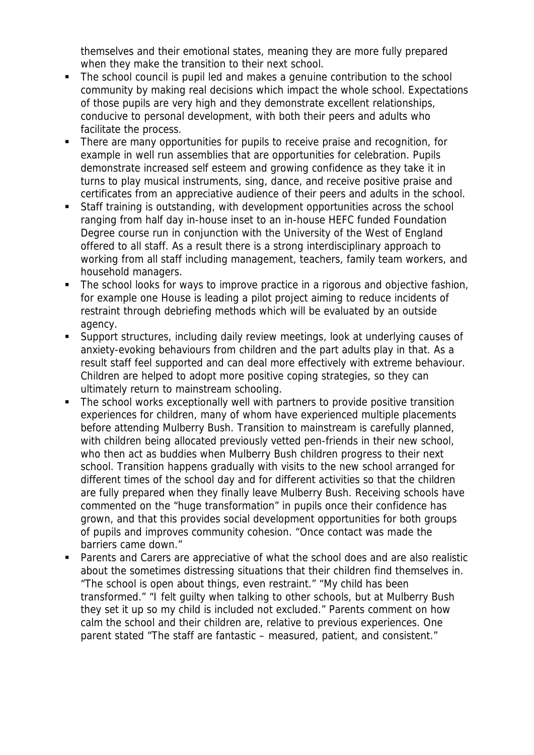themselves and their emotional states, meaning they are more fully prepared when they make the transition to their next school.

- The school council is pupil led and makes a genuine contribution to the school community by making real decisions which impact the whole school. Expectations of those pupils are very high and they demonstrate excellent relationships, conducive to personal development, with both their peers and adults who facilitate the process.
- There are many opportunities for pupils to receive praise and recognition, for example in well run assemblies that are opportunities for celebration. Pupils demonstrate increased self esteem and growing confidence as they take it in turns to play musical instruments, sing, dance, and receive positive praise and certificates from an appreciative audience of their peers and adults in the school.
- Staff training is outstanding, with development opportunities across the school ranging from half day in-house inset to an in-house HEFC funded Foundation Degree course run in conjunction with the University of the West of England offered to all staff. As a result there is a strong interdisciplinary approach to working from all staff including management, teachers, family team workers, and household managers.
- The school looks for ways to improve practice in a rigorous and objective fashion, for example one House is leading a pilot project aiming to reduce incidents of restraint through debriefing methods which will be evaluated by an outside agency.
- Support structures, including daily review meetings, look at underlying causes of anxiety-evoking behaviours from children and the part adults play in that. As a result staff feel supported and can deal more effectively with extreme behaviour. Children are helped to adopt more positive coping strategies, so they can ultimately return to mainstream schooling.
- The school works exceptionally well with partners to provide positive transition experiences for children, many of whom have experienced multiple placements before attending Mulberry Bush. Transition to mainstream is carefully planned, with children being allocated previously vetted pen-friends in their new school, who then act as buddies when Mulberry Bush children progress to their next school. Transition happens gradually with visits to the new school arranged for different times of the school day and for different activities so that the children are fully prepared when they finally leave Mulberry Bush. Receiving schools have commented on the "huge transformation" in pupils once their confidence has grown, and that this provides social development opportunities for both groups of pupils and improves community cohesion. "Once contact was made the barriers came down."
- Parents and Carers are appreciative of what the school does and are also realistic about the sometimes distressing situations that their children find themselves in. "The school is open about things, even restraint." "My child has been transformed." "I felt guilty when talking to other schools, but at Mulberry Bush they set it up so my child is included not excluded." Parents comment on how calm the school and their children are, relative to previous experiences. One parent stated "The staff are fantastic – measured, patient, and consistent."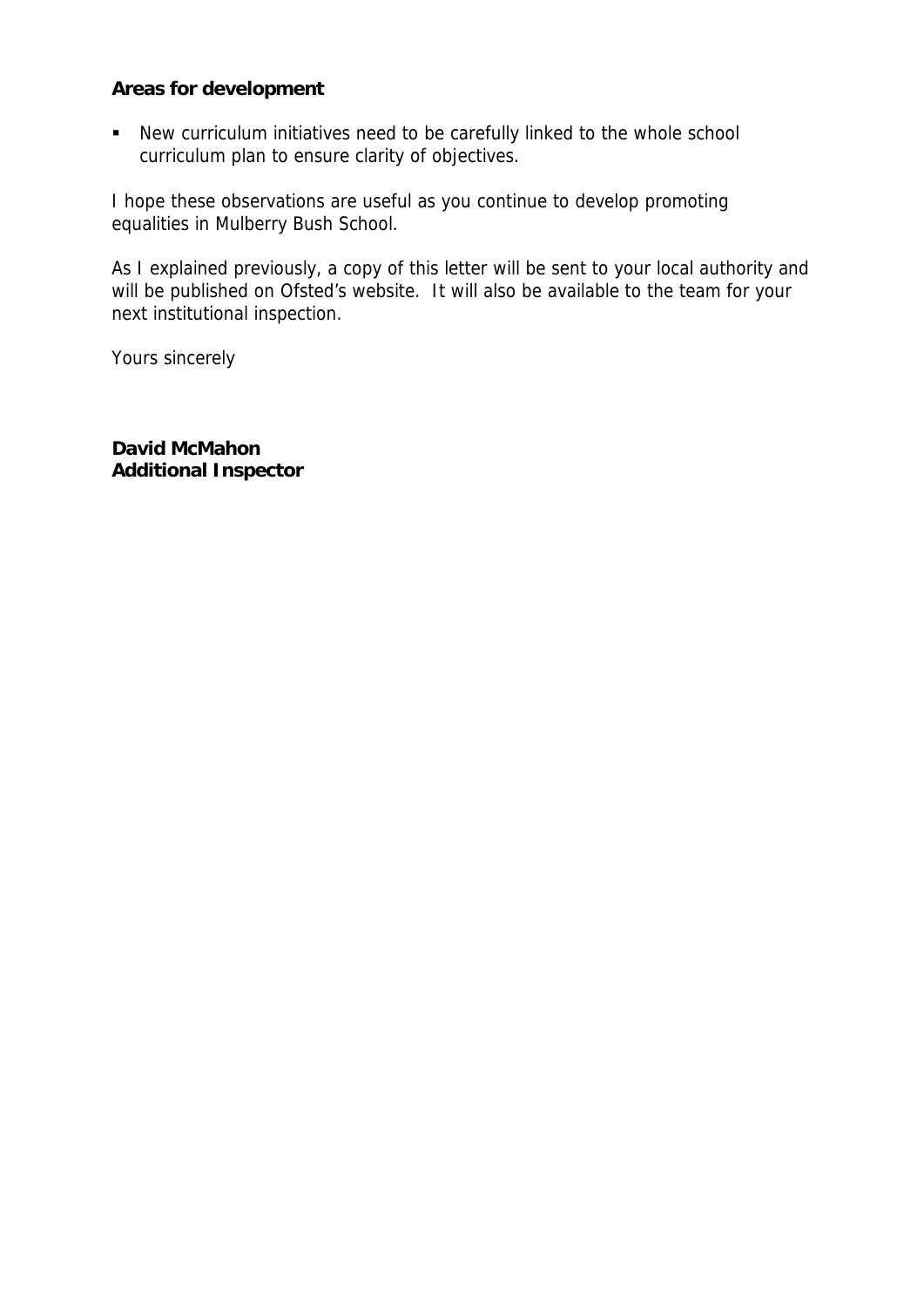**Areas for development**

- New curriculum initiatives need to be carefully linked to the whole school curriculum plan to ensure clarity of objectives.

I hope these observations are useful as you continue to develop promoting equalities in Mulberry Bush School.

As I explained previously, a copy of this letter will be sent to your local authority and will be published on Ofsted's website. It will also be available to the team for your next institutional inspection.

Yours sincerely

**David McMahon**
**Additional Inspector**